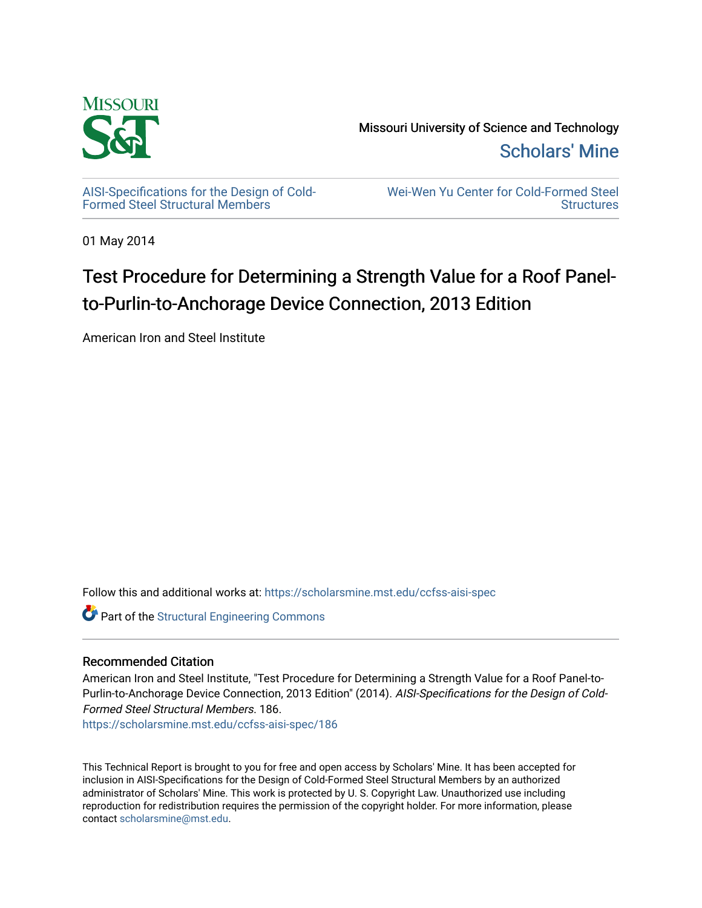Missouri University of Science and Technology

Scholars' Mine

AISI-Specifications for the Design of Cold-Formed Steel Structural Members

Wei-Wen Yu Center for Cold-Formed Steel Structures

01 May 2014

# Test Procedure for Determining a Strength Value for a Roof Panel-to-Purlin-to-Anchorage Device Connection, 2013 Edition

American Iron and Steel Institute

Follow this and additional works at: https://scholarsmine.mst.edu/ccfss-aisi-spec

Part of the Structural Engineering Commons

## Recommended Citation

American Iron and Steel Institute, "Test Procedure for Determining a Strength Value for a Roof Panel-to-Purlin-to-Anchorage Device Connection, 2013 Edition" (2014). *AISI-Specifications for the Design of Cold-Formed Steel Structural Members*. 186.
https://scholarsmine.mst.edu/ccfss-aisi-spec/186

This Technical Report is brought to you for free and open access by Scholars' Mine. It has been accepted for inclusion in AISI-Specifications for the Design of Cold-Formed Steel Structural Members by an authorized administrator of Scholars' Mine. This work is protected by U. S. Copyright Law. Unauthorized use including reproduction for redistribution requires the permission of the copyright holder. For more information, please contact scholarsmine@mst.edu.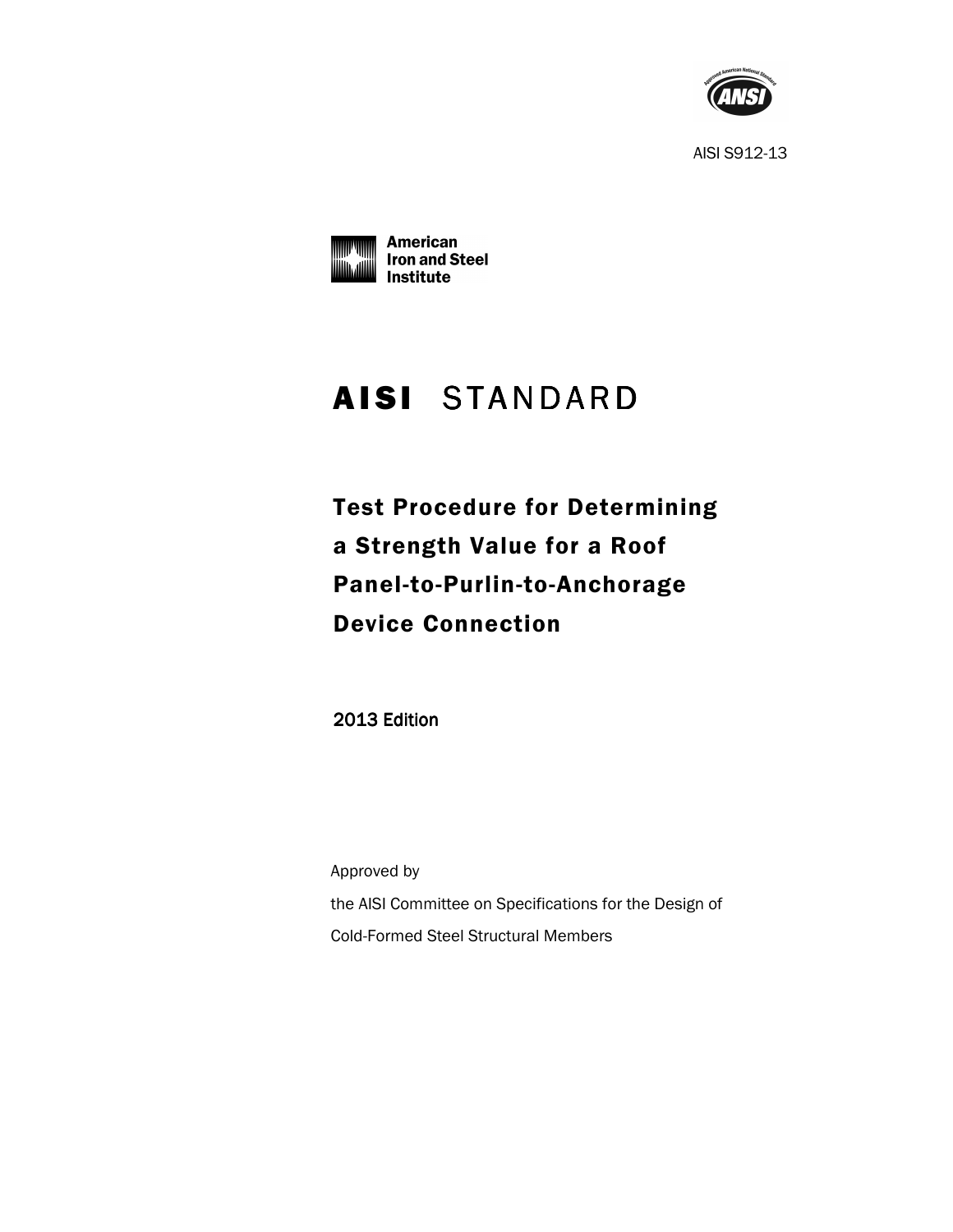AISI S912-13

# AISI STANDARD

## Test Procedure for Determining a Strength Value for a Roof Panel-to-Purlin-to-Anchorage Device Connection

2013 Edition

Approved by

the AISI Committee on Specifications for the Design of Cold-Formed Steel Structural Members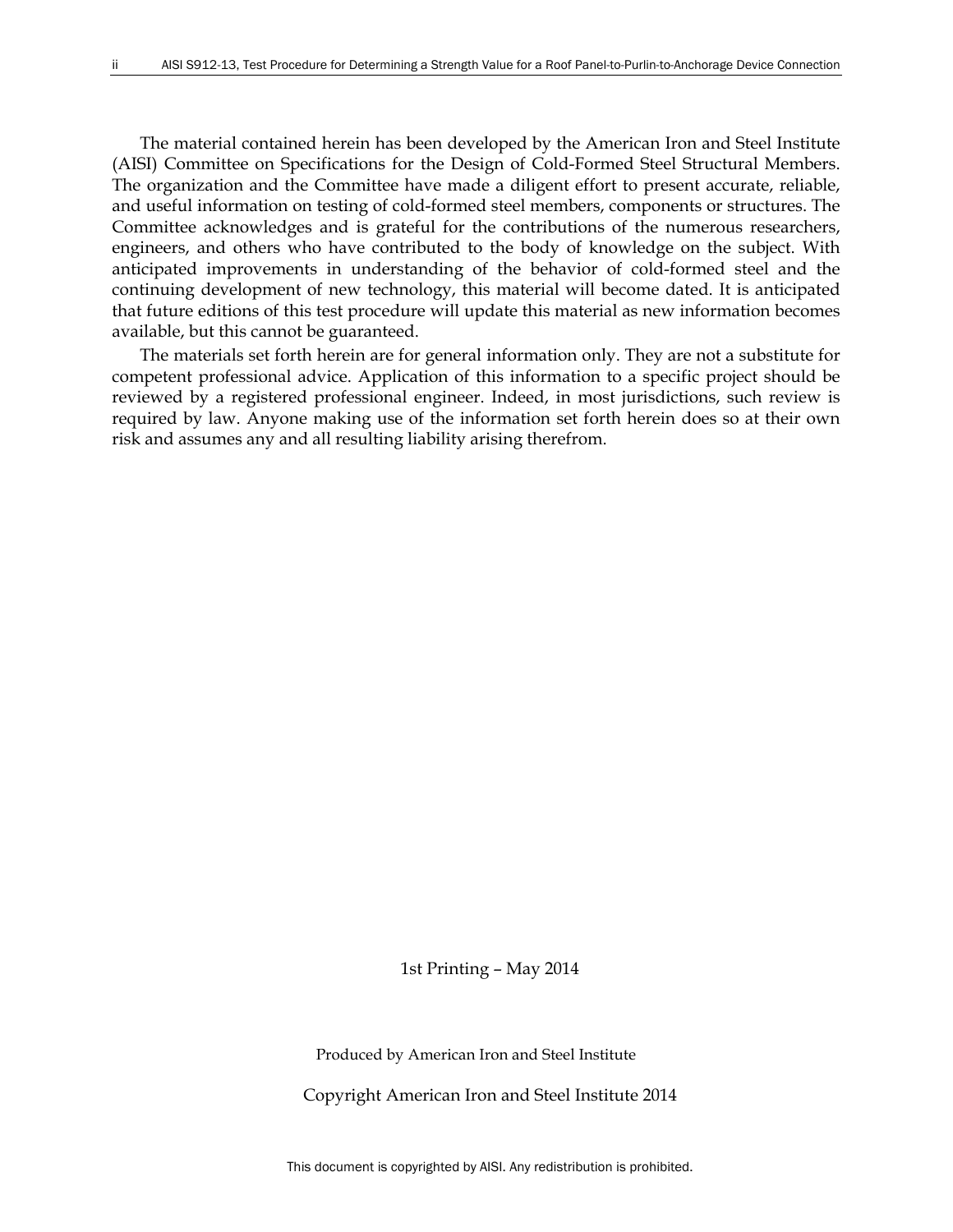The material contained herein has been developed by the American Iron and Steel Institute (AISI) Committee on Specifications for the Design of Cold-Formed Steel Structural Members. The organization and the Committee have made a diligent effort to present accurate, reliable, and useful information on testing of cold-formed steel members, components or structures. The Committee acknowledges and is grateful for the contributions of the numerous researchers, engineers, and others who have contributed to the body of knowledge on the subject. With anticipated improvements in understanding of the behavior of cold-formed steel and the continuing development of new technology, this material will become dated. It is anticipated that future editions of this test procedure will update this material as new information becomes available, but this cannot be guaranteed.

The materials set forth herein are for general information only. They are not a substitute for competent professional advice. Application of this information to a specific project should be reviewed by a registered professional engineer. Indeed, in most jurisdictions, such review is required by law. Anyone making use of the information set forth herein does so at their own risk and assumes any and all resulting liability arising therefrom.

1st Printing – May 2014

Produced by American Iron and Steel Institute

Copyright American Iron and Steel Institute 2014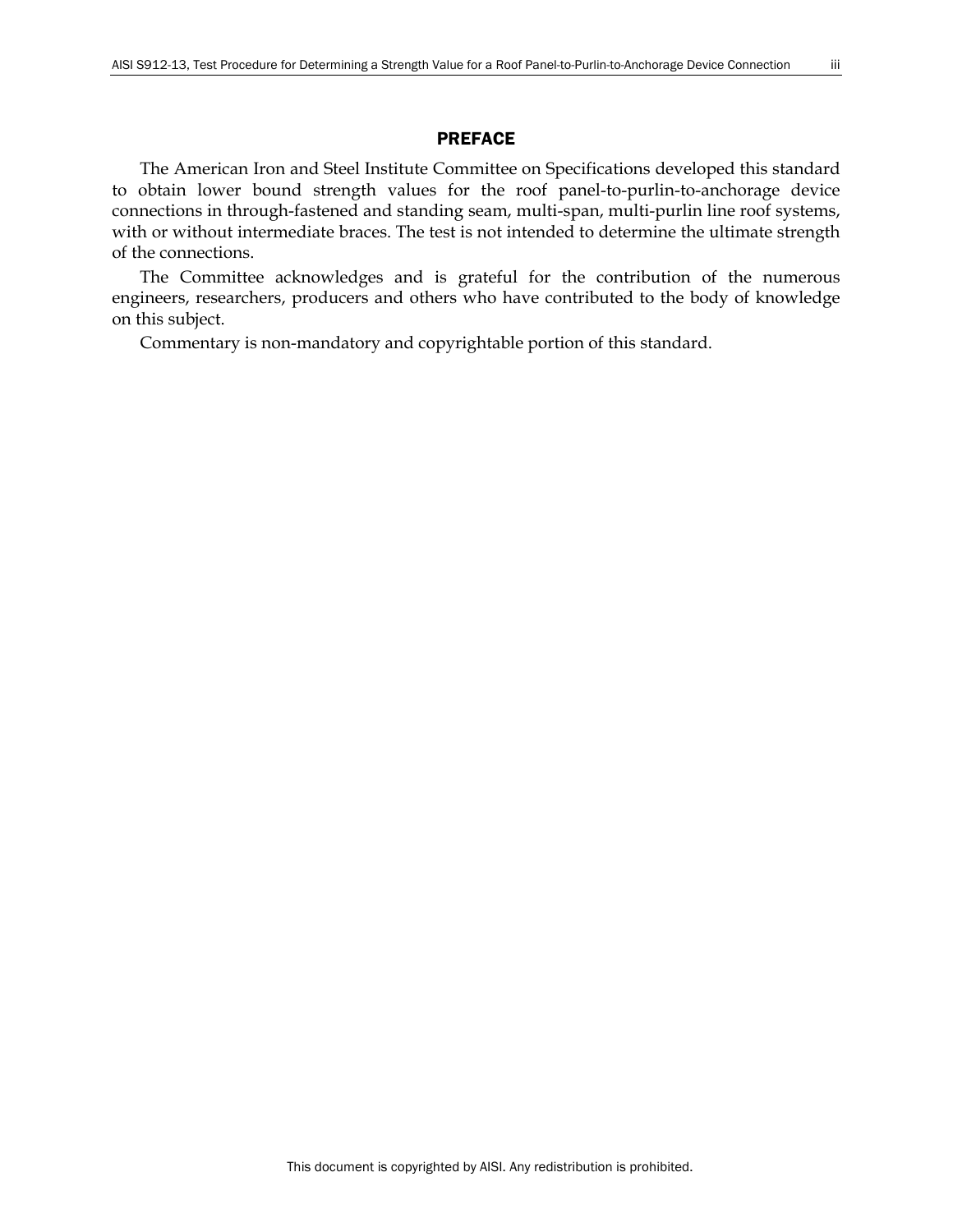# PREFACE

The American Iron and Steel Institute Committee on Specifications developed this standard to obtain lower bound strength values for the roof panel-to-purlin-to-anchorage device connections in through-fastened and standing seam, multi-span, multi-purlin line roof systems, with or without intermediate braces. The test is not intended to determine the ultimate strength of the connections.

The Committee acknowledges and is grateful for the contribution of the numerous engineers, researchers, producers and others who have contributed to the body of knowledge on this subject.

Commentary is non-mandatory and copyrightable portion of this standard.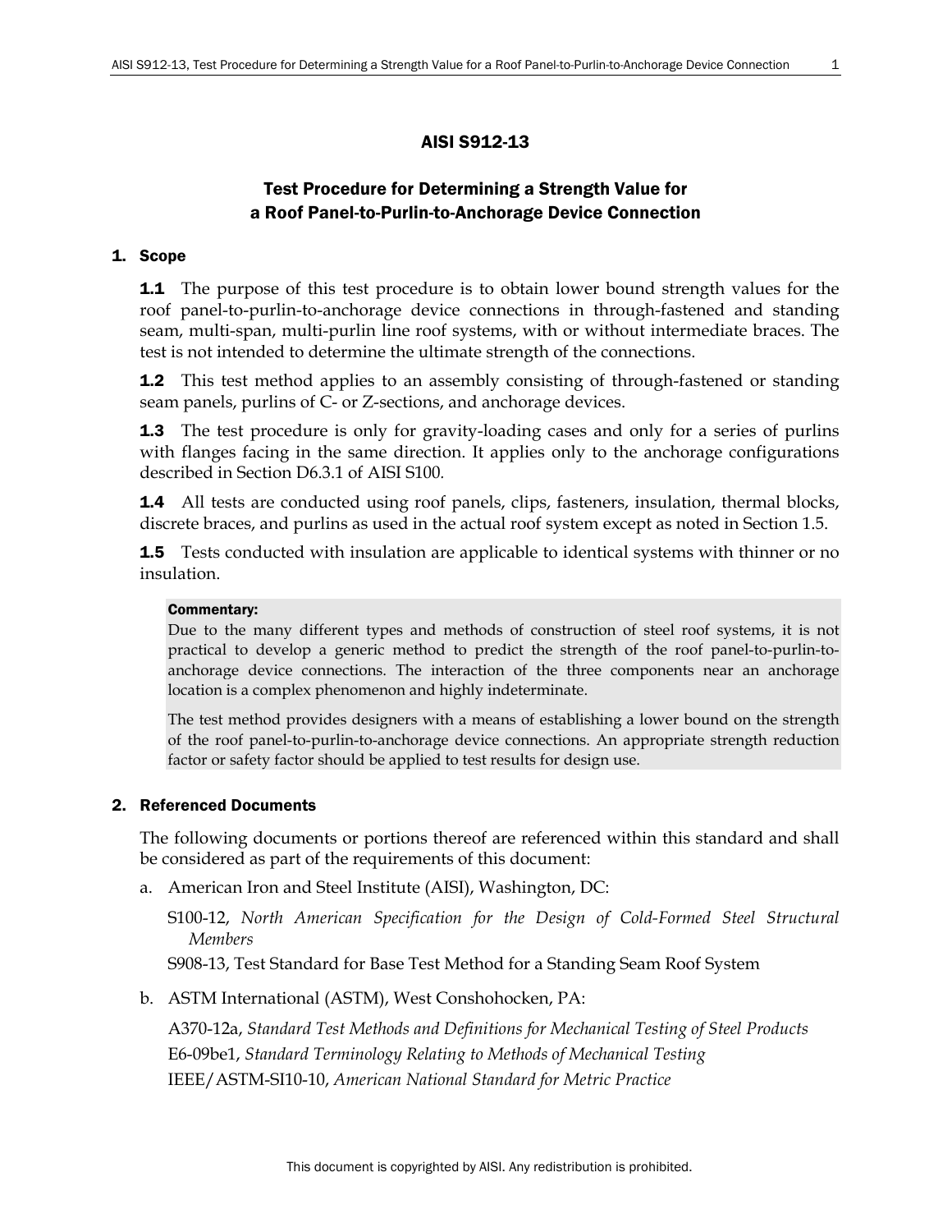# AISI S912-13

## Test Procedure for Determining a Strength Value for a Roof Panel-to-Purlin-to-Anchorage Device Connection

### 1. Scope

**1.1** The purpose of this test procedure is to obtain lower bound strength values for the roof panel-to-purlin-to-anchorage device connections in through-fastened and standing seam, multi-span, multi-purlin line roof systems, with or without intermediate braces. The test is not intended to determine the ultimate strength of the connections.

**1.2** This test method applies to an assembly consisting of through-fastened or standing seam panels, purlins of C- or Z-sections, and anchorage devices.

**1.3** The test procedure is only for gravity-loading cases and only for a series of purlins with flanges facing in the same direction. It applies only to the anchorage configurations described in Section D6.3.1 of AISI S100.

**1.4** All tests are conducted using roof panels, clips, fasteners, insulation, thermal blocks, discrete braces, and purlins as used in the actual roof system except as noted in Section 1.5.

**1.5** Tests conducted with insulation are applicable to identical systems with thinner or no insulation.

> **Commentary:**
> Due to the many different types and methods of construction of steel roof systems, it is not practical to develop a generic method to predict the strength of the roof panel-to-purlin-to-anchorage device connections. The interaction of the three components near an anchorage location is a complex phenomenon and highly indeterminate.
>
> The test method provides designers with a means of establishing a lower bound on the strength of the roof panel-to-purlin-to-anchorage device connections. An appropriate strength reduction factor or safety factor should be applied to test results for design use.

### 2. Referenced Documents

The following documents or portions thereof are referenced within this standard and shall be considered as part of the requirements of this document:

a. American Iron and Steel Institute (AISI), Washington, DC:

S100-12, *North American Specification for the Design of Cold-Formed Steel Structural Members*

S908-13, Test Standard for Base Test Method for a Standing Seam Roof System

b. ASTM International (ASTM), West Conshohocken, PA:

A370-12a, *Standard Test Methods and Definitions for Mechanical Testing of Steel Products*

E6-09be1, *Standard Terminology Relating to Methods of Mechanical Testing*

IEEE/ASTM-SI10-10, *American National Standard for Metric Practice*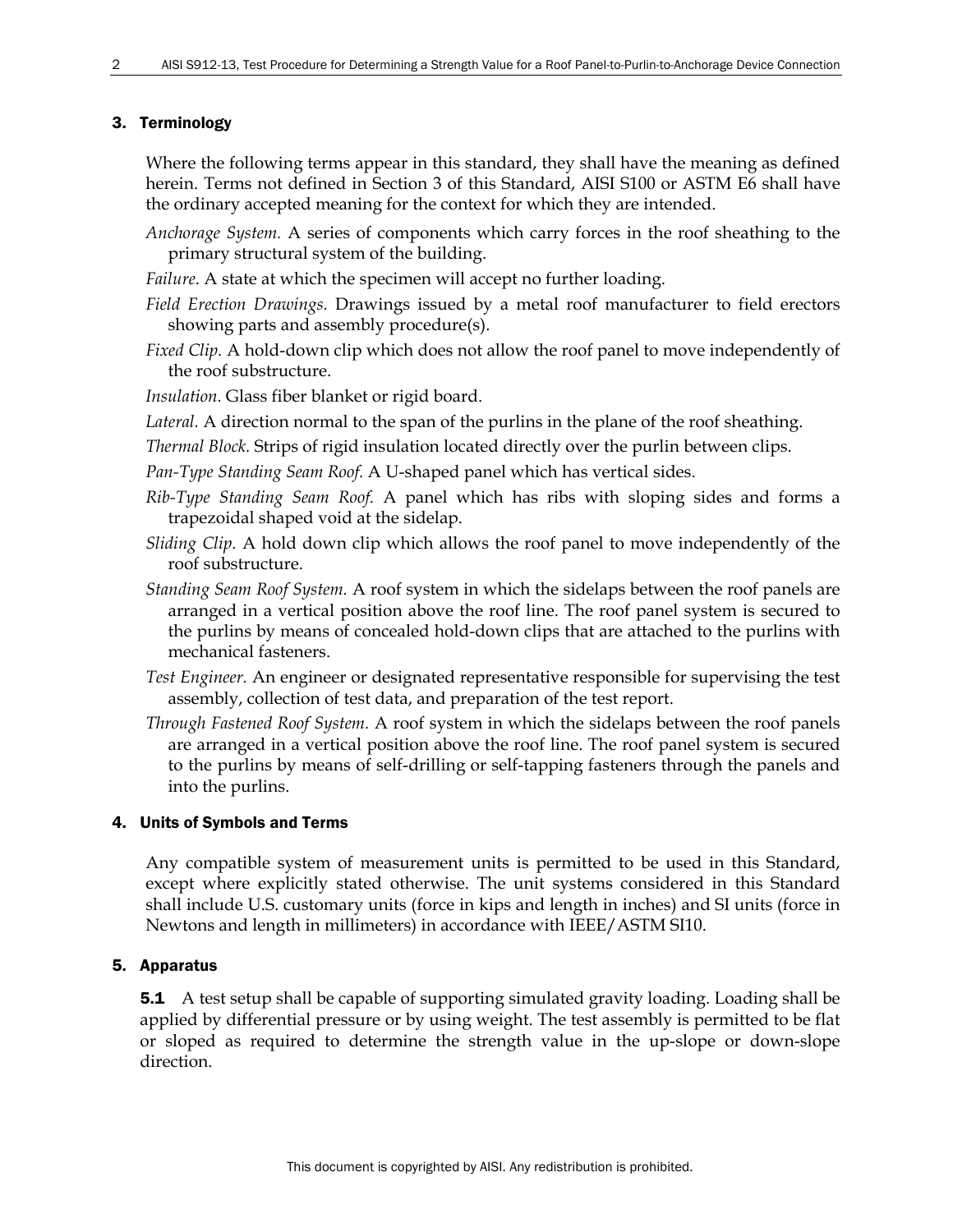## 3. Terminology

Where the following terms appear in this standard, they shall have the meaning as defined herein. Terms not defined in Section 3 of this Standard, AISI S100 or ASTM E6 shall have the ordinary accepted meaning for the context for which they are intended.

*Anchorage System.* A series of components which carry forces in the roof sheathing to the primary structural system of the building.

*Failure*. A state at which the specimen will accept no further loading.

*Field Erection Drawings.* Drawings issued by a metal roof manufacturer to field erectors showing parts and assembly procedure(s).

*Fixed Clip.* A hold-down clip which does not allow the roof panel to move independently of the roof substructure.

*Insulation.* Glass fiber blanket or rigid board.

*Lateral.* A direction normal to the span of the purlins in the plane of the roof sheathing.

*Thermal Block.* Strips of rigid insulation located directly over the purlin between clips.

*Pan-Type Standing Seam Roof.* A U-shaped panel which has vertical sides.

*Rib-Type Standing Seam Roof.* A panel which has ribs with sloping sides and forms a trapezoidal shaped void at the sidelap.

*Sliding Clip.* A hold down clip which allows the roof panel to move independently of the roof substructure.

*Standing Seam Roof System.* A roof system in which the sidelaps between the roof panels are arranged in a vertical position above the roof line. The roof panel system is secured to the purlins by means of concealed hold-down clips that are attached to the purlins with mechanical fasteners.

*Test Engineer.* An engineer or designated representative responsible for supervising the test assembly, collection of test data, and preparation of the test report.

*Through Fastened Roof System.* A roof system in which the sidelaps between the roof panels are arranged in a vertical position above the roof line. The roof panel system is secured to the purlins by means of self-drilling or self-tapping fasteners through the panels and into the purlins.

## 4. Units of Symbols and Terms

Any compatible system of measurement units is permitted to be used in this Standard, except where explicitly stated otherwise. The unit systems considered in this Standard shall include U.S. customary units (force in kips and length in inches) and SI units (force in Newtons and length in millimeters) in accordance with IEEE/ASTM SI10.

## 5. Apparatus

**5.1** A test setup shall be capable of supporting simulated gravity loading. Loading shall be applied by differential pressure or by using weight. The test assembly is permitted to be flat or sloped as required to determine the strength value in the up-slope or down-slope direction.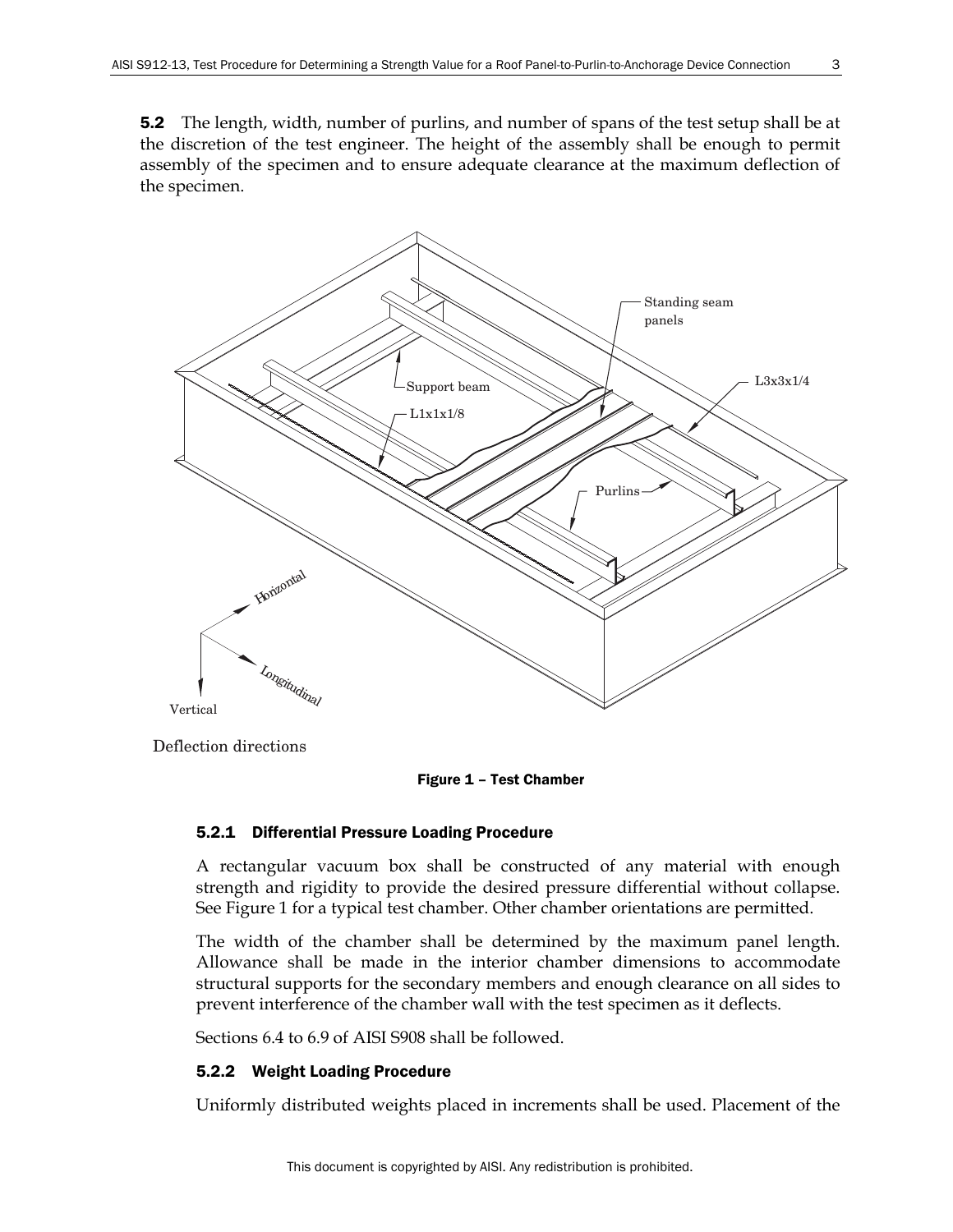**5.2** The length, width, number of purlins, and number of spans of the test setup shall be at the discretion of the test engineer. The height of the assembly shall be enough to permit assembly of the specimen and to ensure adequate clearance at the maximum deflection of the specimen.

**Figure 1 – Test Chamber**

### 5.2.1 Differential Pressure Loading Procedure

A rectangular vacuum box shall be constructed of any material with enough strength and rigidity to provide the desired pressure differential without collapse. See Figure 1 for a typical test chamber. Other chamber orientations are permitted.

The width of the chamber shall be determined by the maximum panel length. Allowance shall be made in the interior chamber dimensions to accommodate structural supports for the secondary members and enough clearance on all sides to prevent interference of the chamber wall with the test specimen as it deflects.

Sections 6.4 to 6.9 of AISI S908 shall be followed.

### 5.2.2 Weight Loading Procedure

Uniformly distributed weights placed in increments shall be used. Placement of the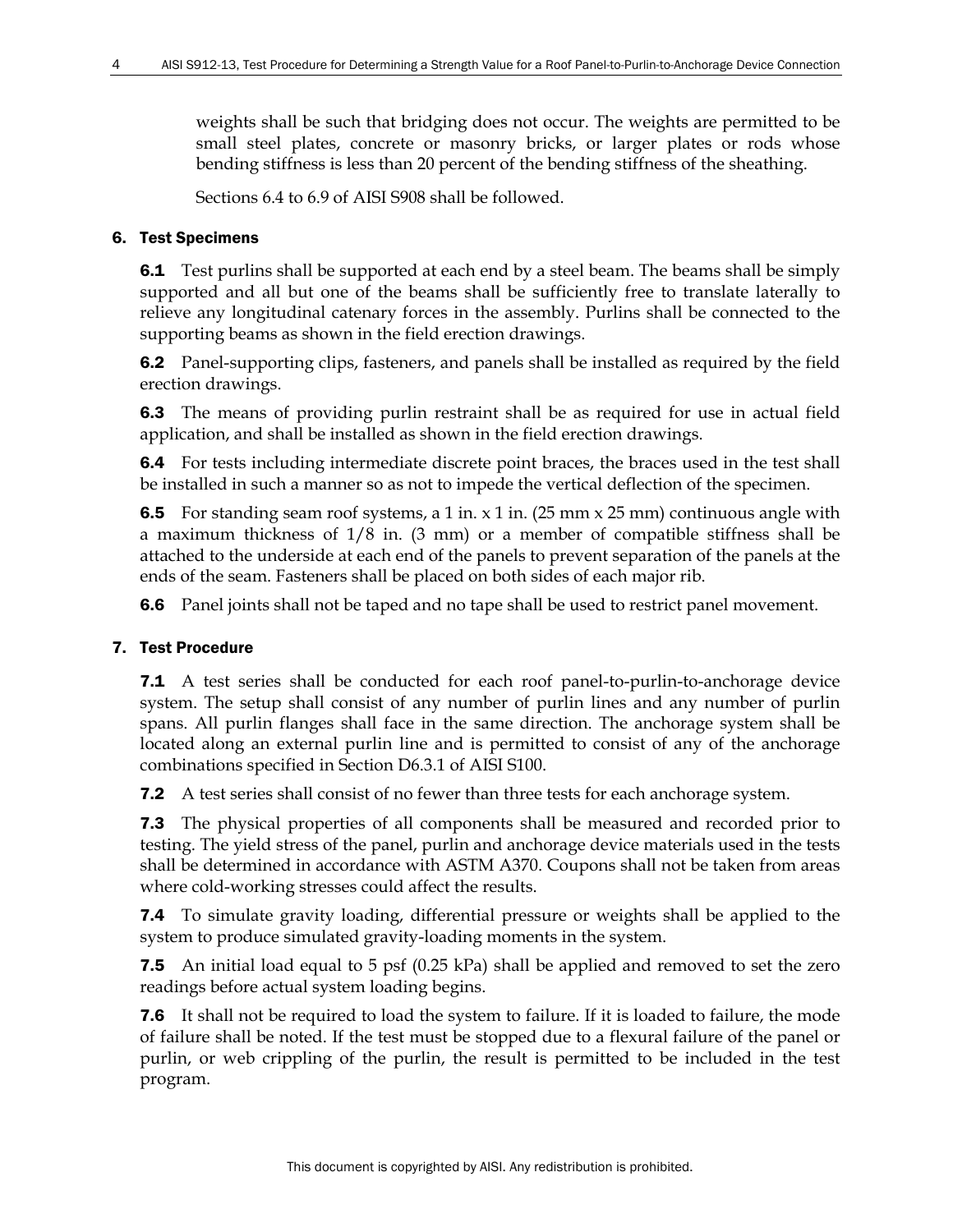weights shall be such that bridging does not occur. The weights are permitted to be small steel plates, concrete or masonry bricks, or larger plates or rods whose bending stiffness is less than 20 percent of the bending stiffness of the sheathing.

Sections 6.4 to 6.9 of AISI S908 shall be followed.

## 6. Test Specimens

**6.1** Test purlins shall be supported at each end by a steel beam. The beams shall be simply supported and all but one of the beams shall be sufficiently free to translate laterally to relieve any longitudinal catenary forces in the assembly. Purlins shall be connected to the supporting beams as shown in the field erection drawings.

**6.2** Panel-supporting clips, fasteners, and panels shall be installed as required by the field erection drawings.

**6.3** The means of providing purlin restraint shall be as required for use in actual field application, and shall be installed as shown in the field erection drawings.

**6.4** For tests including intermediate discrete point braces, the braces used in the test shall be installed in such a manner so as not to impede the vertical deflection of the specimen.

**6.5** For standing seam roof systems, a 1 in. x 1 in. (25 mm x 25 mm) continuous angle with a maximum thickness of 1/8 in. (3 mm) or a member of compatible stiffness shall be attached to the underside at each end of the panels to prevent separation of the panels at the ends of the seam. Fasteners shall be placed on both sides of each major rib.

**6.6** Panel joints shall not be taped and no tape shall be used to restrict panel movement.

## 7. Test Procedure

**7.1** A test series shall be conducted for each roof panel-to-purlin-to-anchorage device system. The setup shall consist of any number of purlin lines and any number of purlin spans. All purlin flanges shall face in the same direction. The anchorage system shall be located along an external purlin line and is permitted to consist of any of the anchorage combinations specified in Section D6.3.1 of AISI S100.

**7.2** A test series shall consist of no fewer than three tests for each anchorage system.

**7.3** The physical properties of all components shall be measured and recorded prior to testing. The yield stress of the panel, purlin and anchorage device materials used in the tests shall be determined in accordance with ASTM A370. Coupons shall not be taken from areas where cold-working stresses could affect the results.

**7.4** To simulate gravity loading, differential pressure or weights shall be applied to the system to produce simulated gravity-loading moments in the system.

**7.5** An initial load equal to 5 psf (0.25 kPa) shall be applied and removed to set the zero readings before actual system loading begins.

**7.6** It shall not be required to load the system to failure. If it is loaded to failure, the mode of failure shall be noted. If the test must be stopped due to a flexural failure of the panel or purlin, or web crippling of the purlin, the result is permitted to be included in the test program.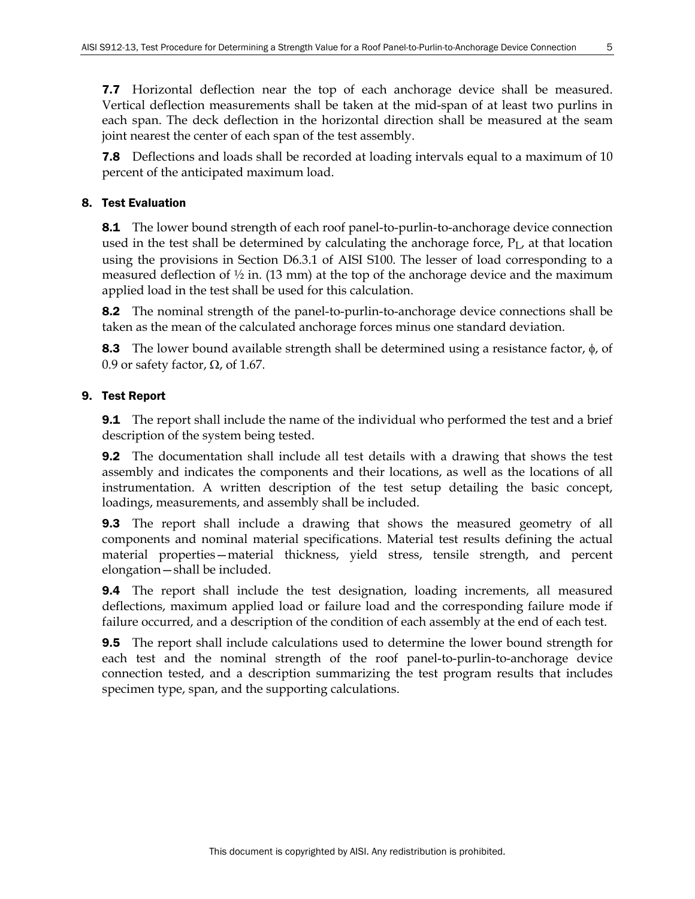**7.7** Horizontal deflection near the top of each anchorage device shall be measured. Vertical deflection measurements shall be taken at the mid-span of at least two purlins in each span. The deck deflection in the horizontal direction shall be measured at the seam joint nearest the center of each span of the test assembly.

**7.8** Deflections and loads shall be recorded at loading intervals equal to a maximum of 10 percent of the anticipated maximum load.

## 8. Test Evaluation

**8.1** The lower bound strength of each roof panel-to-purlin-to-anchorage device connection used in the test shall be determined by calculating the anchorage force, $P_L$, at that location using the provisions in Section D6.3.1 of AISI S100. The lesser of load corresponding to a measured deflection of ½ in. (13 mm) at the top of the anchorage device and the maximum applied load in the test shall be used for this calculation.

**8.2** The nominal strength of the panel-to-purlin-to-anchorage device connections shall be taken as the mean of the calculated anchorage forces minus one standard deviation.

**8.3** The lower bound available strength shall be determined using a resistance factor, $\phi$, of 0.9 or safety factor, $\Omega$, of 1.67.

## 9. Test Report

**9.1** The report shall include the name of the individual who performed the test and a brief description of the system being tested.

**9.2** The documentation shall include all test details with a drawing that shows the test assembly and indicates the components and their locations, as well as the locations of all instrumentation. A written description of the test setup detailing the basic concept, loadings, measurements, and assembly shall be included.

**9.3** The report shall include a drawing that shows the measured geometry of all components and nominal material specifications. Material test results defining the actual material properties—material thickness, yield stress, tensile strength, and percent elongation—shall be included.

**9.4** The report shall include the test designation, loading increments, all measured deflections, maximum applied load or failure load and the corresponding failure mode if failure occurred, and a description of the condition of each assembly at the end of each test.

**9.5** The report shall include calculations used to determine the lower bound strength for each test and the nominal strength of the roof panel-to-purlin-to-anchorage device connection tested, and a description summarizing the test program results that includes specimen type, span, and the supporting calculations.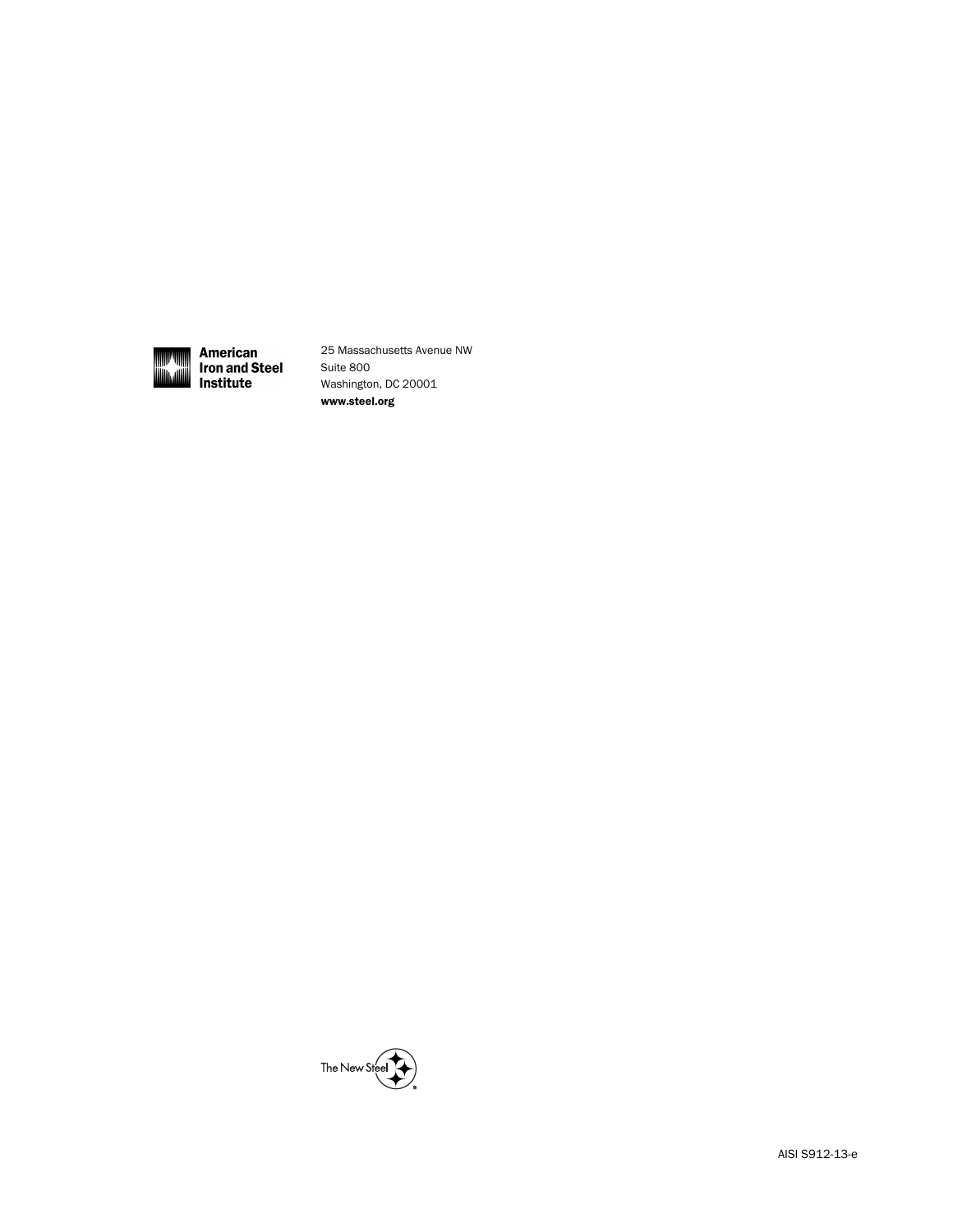American Iron and Steel Institute

25 Massachusetts Avenue NW
Suite 800
Washington, DC 20001
**www.steel.org**

The New Steel

AISI S912-13-e